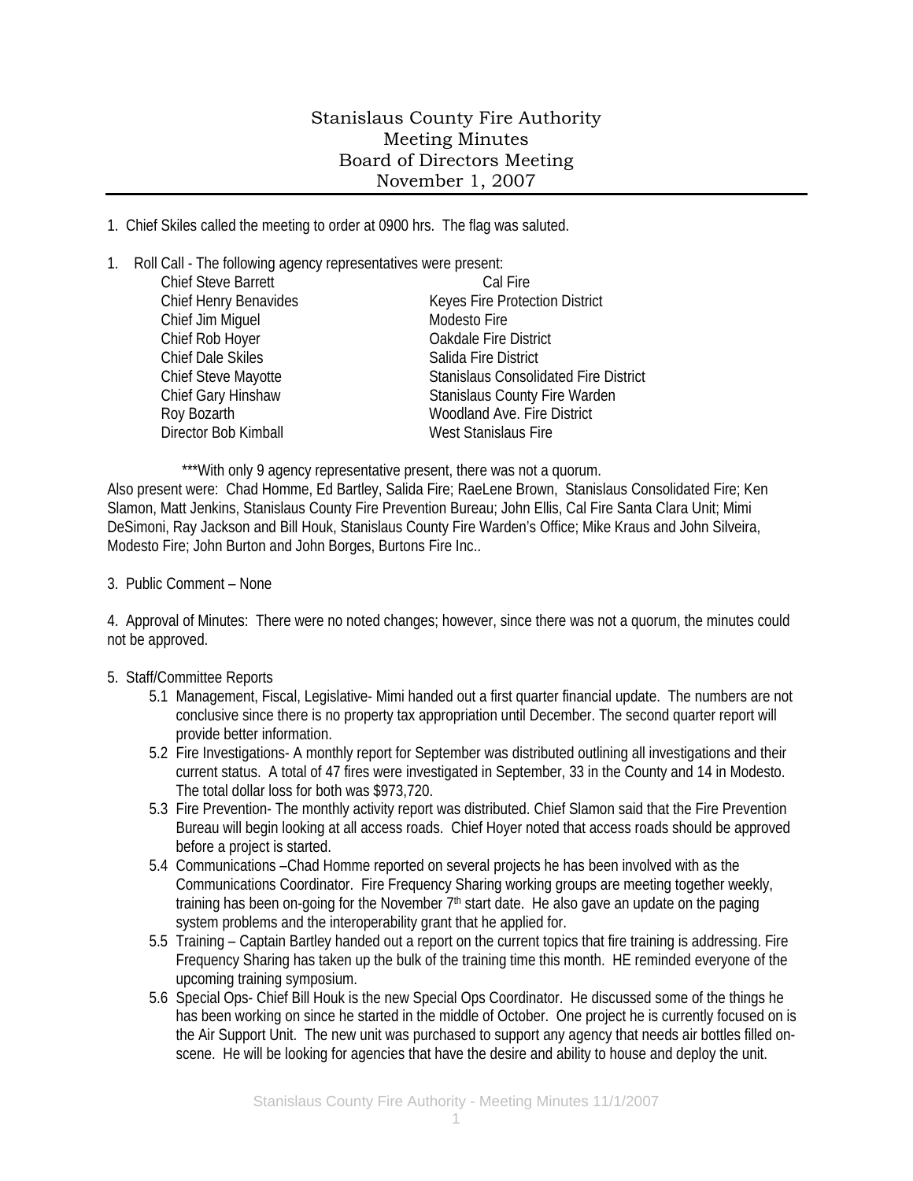# Stanislaus County Fire Authority
## Meeting Minutes
## Board of Directors Meeting
## November 1, 2007

1. Chief Skiles called the meeting to order at 0900 hrs. The flag was saluted.

1. Roll Call - The following agency representatives were present:

| | |
|---|---|
| Chief Steve Barrett | Cal Fire |
| Chief Henry Benavides | Keyes Fire Protection District |
| Chief Jim Miguel | Modesto Fire |
| Chief Rob Hoyer | Oakdale Fire District |
| Chief Dale Skiles | Salida Fire District |
| Chief Steve Mayotte | Stanislaus Consolidated Fire District |
| Chief Gary Hinshaw | Stanislaus County Fire Warden |
| Roy Bozarth | Woodland Ave. Fire District |
| Director Bob Kimball | West Stanislaus Fire |

***With only 9 agency representative present, there was not a quorum.

Also present were: Chad Homme, Ed Bartley, Salida Fire; RaeLene Brown, Stanislaus Consolidated Fire; Ken Slamon, Matt Jenkins, Stanislaus County Fire Prevention Bureau; John Ellis, Cal Fire Santa Clara Unit; Mimi DeSimoni, Ray Jackson and Bill Houk, Stanislaus County Fire Warden's Office; Mike Kraus and John Silveira, Modesto Fire; John Burton and John Borges, Burtons Fire Inc..

3. Public Comment – None

4. Approval of Minutes: There were no noted changes; however, since there was not a quorum, the minutes could not be approved.

5. Staff/Committee Reports
   - 5.1 Management, Fiscal, Legislative- Mimi handed out a first quarter financial update. The numbers are not conclusive since there is no property tax appropriation until December. The second quarter report will provide better information.
   - 5.2 Fire Investigations- A monthly report for September was distributed outlining all investigations and their current status. A total of 47 fires were investigated in September, 33 in the County and 14 in Modesto. The total dollar loss for both was $973,720.
   - 5.3 Fire Prevention- The monthly activity report was distributed. Chief Slamon said that the Fire Prevention Bureau will begin looking at all access roads. Chief Hoyer noted that access roads should be approved before a project is started.
   - 5.4 Communications –Chad Homme reported on several projects he has been involved with as the Communications Coordinator. Fire Frequency Sharing working groups are meeting together weekly, training has been on-going for the November 7th start date. He also gave an update on the paging system problems and the interoperability grant that he applied for.
   - 5.5 Training – Captain Bartley handed out a report on the current topics that fire training is addressing. Fire Frequency Sharing has taken up the bulk of the training time this month. HE reminded everyone of the upcoming training symposium.
   - 5.6 Special Ops- Chief Bill Houk is the new Special Ops Coordinator. He discussed some of the things he has been working on since he started in the middle of October. One project he is currently focused on is the Air Support Unit. The new unit was purchased to support any agency that needs air bottles filled on-scene. He will be looking for agencies that have the desire and ability to house and deploy the unit.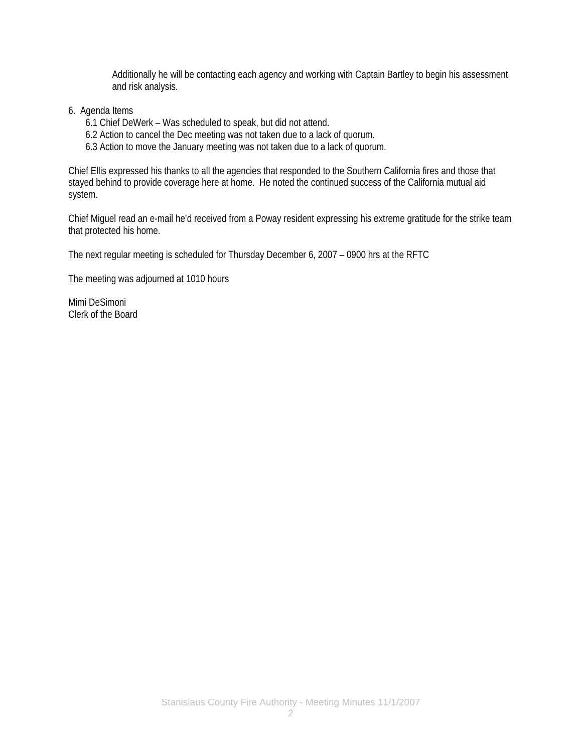Additionally he will be contacting each agency and working with Captain Bartley to begin his assessment and risk analysis.

6. Agenda Items
   - 6.1 Chief DeWerk – Was scheduled to speak, but did not attend.
   - 6.2 Action to cancel the Dec meeting was not taken due to a lack of quorum.
   - 6.3 Action to move the January meeting was not taken due to a lack of quorum.

Chief Ellis expressed his thanks to all the agencies that responded to the Southern California fires and those that stayed behind to provide coverage here at home. He noted the continued success of the California mutual aid system.

Chief Miguel read an e-mail he'd received from a Poway resident expressing his extreme gratitude for the strike team that protected his home.

The next regular meeting is scheduled for Thursday December 6, 2007 – 0900 hrs at the RFTC

The meeting was adjourned at 1010 hours

Mimi DeSimoni
Clerk of the Board